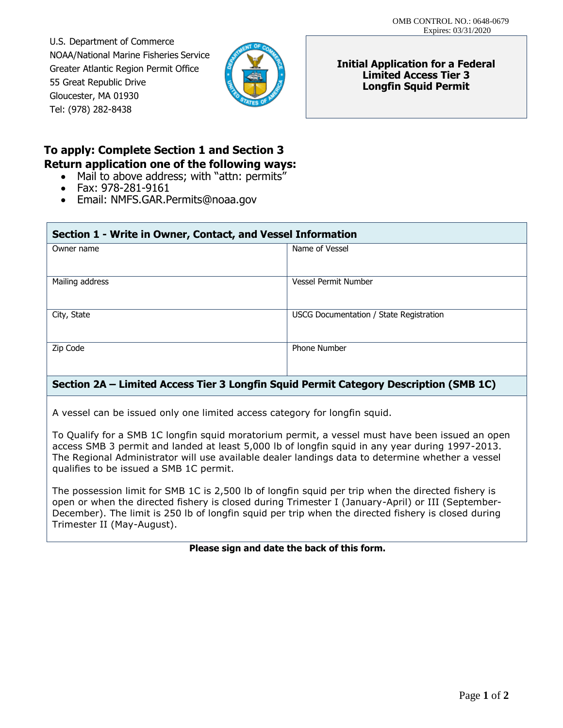OMB CONTROL NO.: 0648-0679
Expires: 03/31/2020

U.S. Department of Commerce
NOAA/National Marine Fisheries Service
Greater Atlantic Region Permit Office
55 Great Republic Drive
Gloucester, MA 01930
Tel: (978) 282-8438

**Initial Application for a Federal Limited Access Tier 3 Longfin Squid Permit**

## To apply: Complete Section 1 and Section 3
## Return application one of the following ways:

- Mail to above address; with "attn: permits"
- Fax: 978-281-9161
- Email: NMFS.GAR.Permits@noaa.gov

### Section 1 - Write in Owner, Contact, and Vessel Information

| Owner name | Name of Vessel |
|---|---|
| Mailing address | Vessel Permit Number |
| City, State | USCG Documentation / State Registration |
| Zip Code | Phone Number |

### Section 2A – Limited Access Tier 3 Longfin Squid Permit Category Description (SMB 1C)

A vessel can be issued only one limited access category for longfin squid.

To Qualify for a SMB 1C longfin squid moratorium permit, a vessel must have been issued an open access SMB 3 permit and landed at least 5,000 lb of longfin squid in any year during 1997-2013. The Regional Administrator will use available dealer landings data to determine whether a vessel qualifies to be issued a SMB 1C permit.

The possession limit for SMB 1C is 2,500 lb of longfin squid per trip when the directed fishery is open or when the directed fishery is closed during Trimester I (January-April) or III (September-December). The limit is 250 lb of longfin squid per trip when the directed fishery is closed during Trimester II (May-August).

**Please sign and date the back of this form.**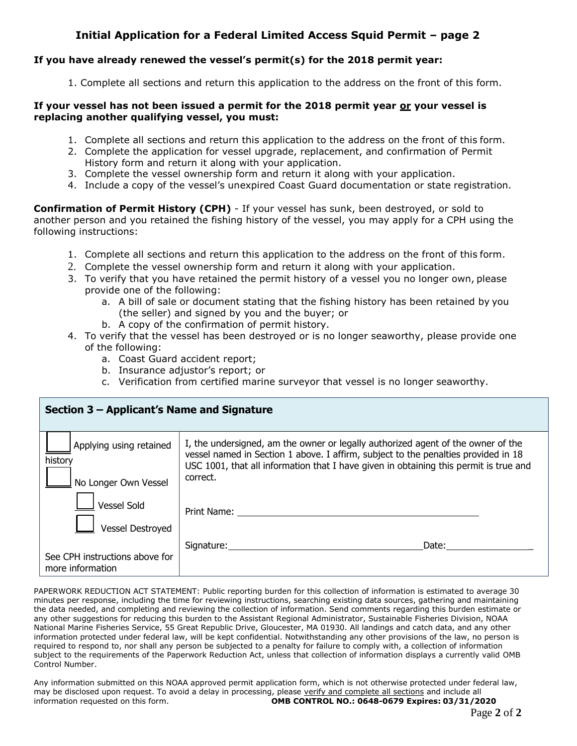## Initial Application for a Federal Limited Access Squid Permit – page 2

**If you have already renewed the vessel's permit(s) for the 2018 permit year:**

1. Complete all sections and return this application to the address on the front of this form.

**If your vessel has not been issued a permit for the 2018 permit year or your vessel is replacing another qualifying vessel, you must:**

1. Complete all sections and return this application to the address on the front of this form.
2. Complete the application for vessel upgrade, replacement, and confirmation of Permit History form and return it along with your application.
3. Complete the vessel ownership form and return it along with your application.
4. Include a copy of the vessel's unexpired Coast Guard documentation or state registration.

**Confirmation of Permit History (CPH)** - If your vessel has sunk, been destroyed, or sold to another person and you retained the fishing history of the vessel, you may apply for a CPH using the following instructions:

1. Complete all sections and return this application to the address on the front of this form.
2. Complete the vessel ownership form and return it along with your application.
3. To verify that you have retained the permit history of a vessel you no longer own, please provide one of the following:
   a. A bill of sale or document stating that the fishing history has been retained by you (the seller) and signed by you and the buyer; or
   b. A copy of the confirmation of permit history.
4. To verify that the vessel has been destroyed or is no longer seaworthy, please provide one of the following:
   a. Coast Guard accident report;
   b. Insurance adjustor's report; or
   c. Verification from certified marine surveyor that vessel is no longer seaworthy.

### Section 3 – Applicant's Name and Signature

| | |
|---|---|
| ☐ Applying using retained history<br>☐ No Longer Own Vessel<br>☐ Vessel Sold<br>☐ Vessel Destroyed<br><br>See CPH instructions above for more information | I, the undersigned, am the owner or legally authorized agent of the owner of the vessel named in Section 1 above. I affirm, subject to the penalties provided in 18 USC 1001, that all information that I have given in obtaining this permit is true and correct.<br><br>Print Name: ______________________<br><br>Signature: ______________________ Date: ____________ |

PAPERWORK REDUCTION ACT STATEMENT: Public reporting burden for this collection of information is estimated to average 30 minutes per response, including the time for reviewing instructions, searching existing data sources, gathering and maintaining the data needed, and completing and reviewing the collection of information. Send comments regarding this burden estimate or any other suggestions for reducing this burden to the Assistant Regional Administrator, Sustainable Fisheries Division, NOAA National Marine Fisheries Service, 55 Great Republic Drive, Gloucester, MA 01930. All landings and catch data, and any other information protected under federal law, will be kept confidential. Notwithstanding any other provisions of the law, no person is required to respond to, nor shall any person be subjected to a penalty for failure to comply with, a collection of information subject to the requirements of the Paperwork Reduction Act, unless that collection of information displays a currently valid OMB Control Number.

Any information submitted on this NOAA approved permit application form, which is not otherwise protected under federal law, may be disclosed upon request. To avoid a delay in processing, please verify and complete all sections and include all information requested on this form. **OMB CONTROL NO.: 0648-0679 Expires: 03/31/2020**